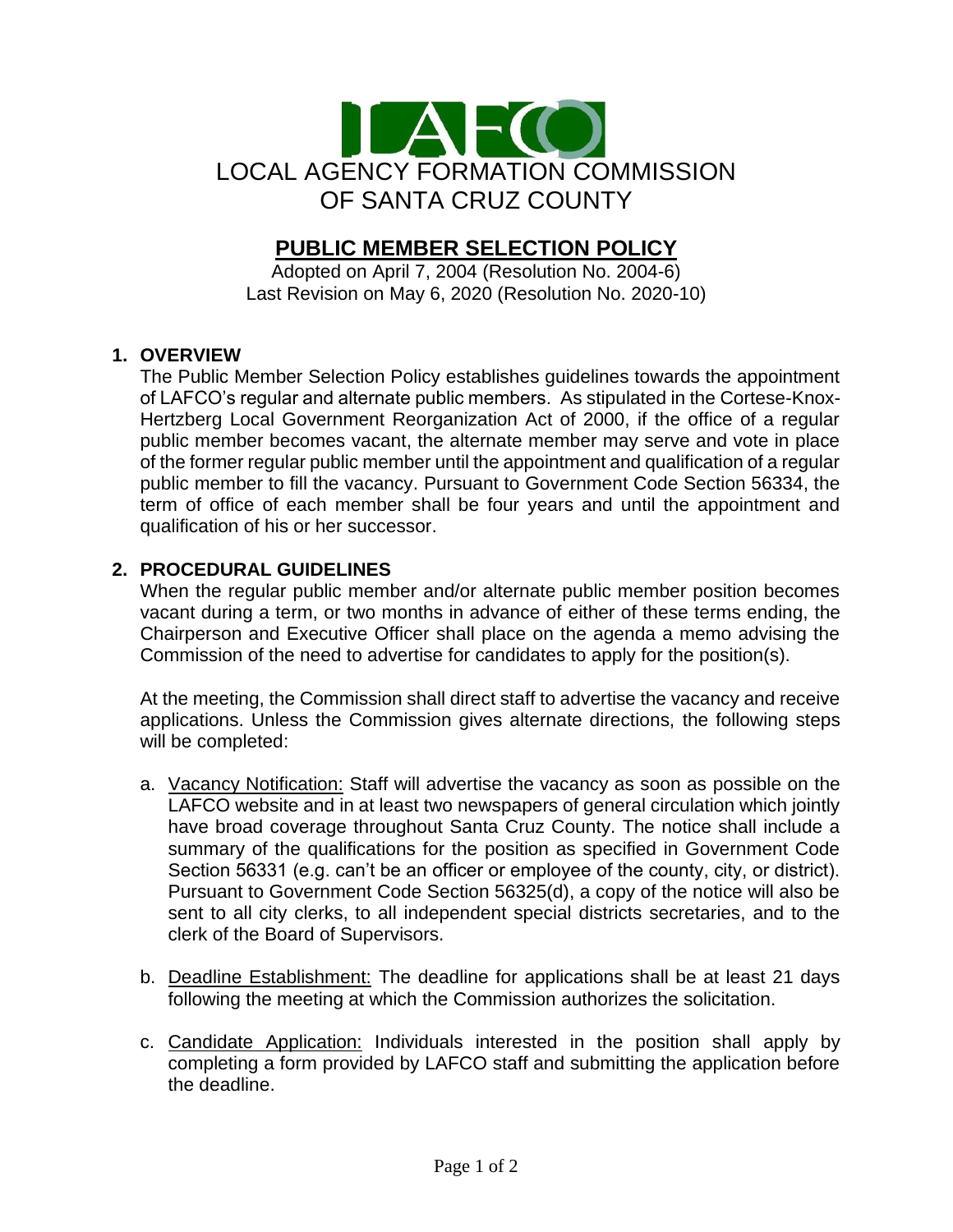LOCAL AGENCY FORMATION COMMISSION
OF SANTA CRUZ COUNTY

# PUBLIC MEMBER SELECTION POLICY

Adopted on April 7, 2004 (Resolution No. 2004-6)
Last Revision on May 6, 2020 (Resolution No. 2020-10)

## 1. OVERVIEW

The Public Member Selection Policy establishes guidelines towards the appointment of LAFCO's regular and alternate public members. As stipulated in the Cortese-Knox-Hertzberg Local Government Reorganization Act of 2000, if the office of a regular public member becomes vacant, the alternate member may serve and vote in place of the former regular public member until the appointment and qualification of a regular public member to fill the vacancy. Pursuant to Government Code Section 56334, the term of office of each member shall be four years and until the appointment and qualification of his or her successor.

## 2. PROCEDURAL GUIDELINES

When the regular public member and/or alternate public member position becomes vacant during a term, or two months in advance of either of these terms ending, the Chairperson and Executive Officer shall place on the agenda a memo advising the Commission of the need to advertise for candidates to apply for the position(s).

At the meeting, the Commission shall direct staff to advertise the vacancy and receive applications. Unless the Commission gives alternate directions, the following steps will be completed:

a. Vacancy Notification: Staff will advertise the vacancy as soon as possible on the LAFCO website and in at least two newspapers of general circulation which jointly have broad coverage throughout Santa Cruz County. The notice shall include a summary of the qualifications for the position as specified in Government Code Section 56331 (e.g. can't be an officer or employee of the county, city, or district). Pursuant to Government Code Section 56325(d), a copy of the notice will also be sent to all city clerks, to all independent special districts secretaries, and to the clerk of the Board of Supervisors.

b. Deadline Establishment: The deadline for applications shall be at least 21 days following the meeting at which the Commission authorizes the solicitation.

c. Candidate Application: Individuals interested in the position shall apply by completing a form provided by LAFCO staff and submitting the application before the deadline.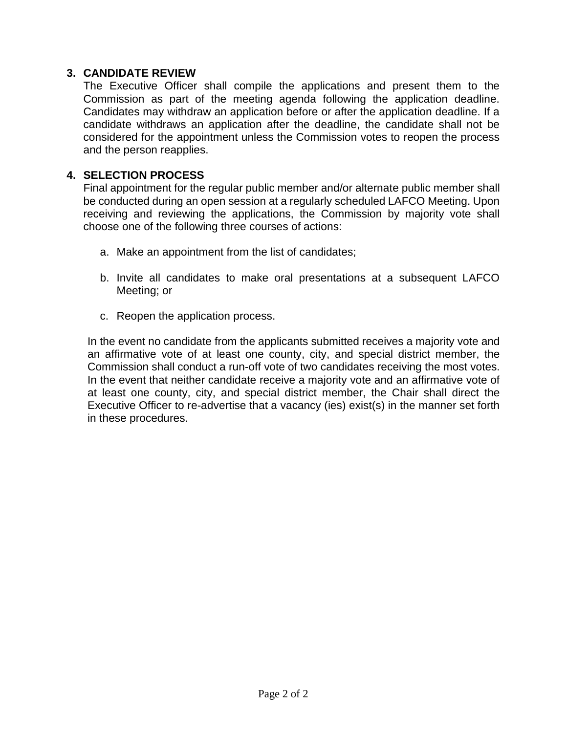**3. CANDIDATE REVIEW**

The Executive Officer shall compile the applications and present them to the Commission as part of the meeting agenda following the application deadline. Candidates may withdraw an application before or after the application deadline. If a candidate withdraws an application after the deadline, the candidate shall not be considered for the appointment unless the Commission votes to reopen the process and the person reapplies.

**4. SELECTION PROCESS**

Final appointment for the regular public member and/or alternate public member shall be conducted during an open session at a regularly scheduled LAFCO Meeting. Upon receiving and reviewing the applications, the Commission by majority vote shall choose one of the following three courses of actions:

a. Make an appointment from the list of candidates;

b. Invite all candidates to make oral presentations at a subsequent LAFCO Meeting; or

c. Reopen the application process.

In the event no candidate from the applicants submitted receives a majority vote and an affirmative vote of at least one county, city, and special district member, the Commission shall conduct a run-off vote of two candidates receiving the most votes. In the event that neither candidate receive a majority vote and an affirmative vote of at least one county, city, and special district member, the Chair shall direct the Executive Officer to re-advertise that a vacancy (ies) exist(s) in the manner set forth in these procedures.